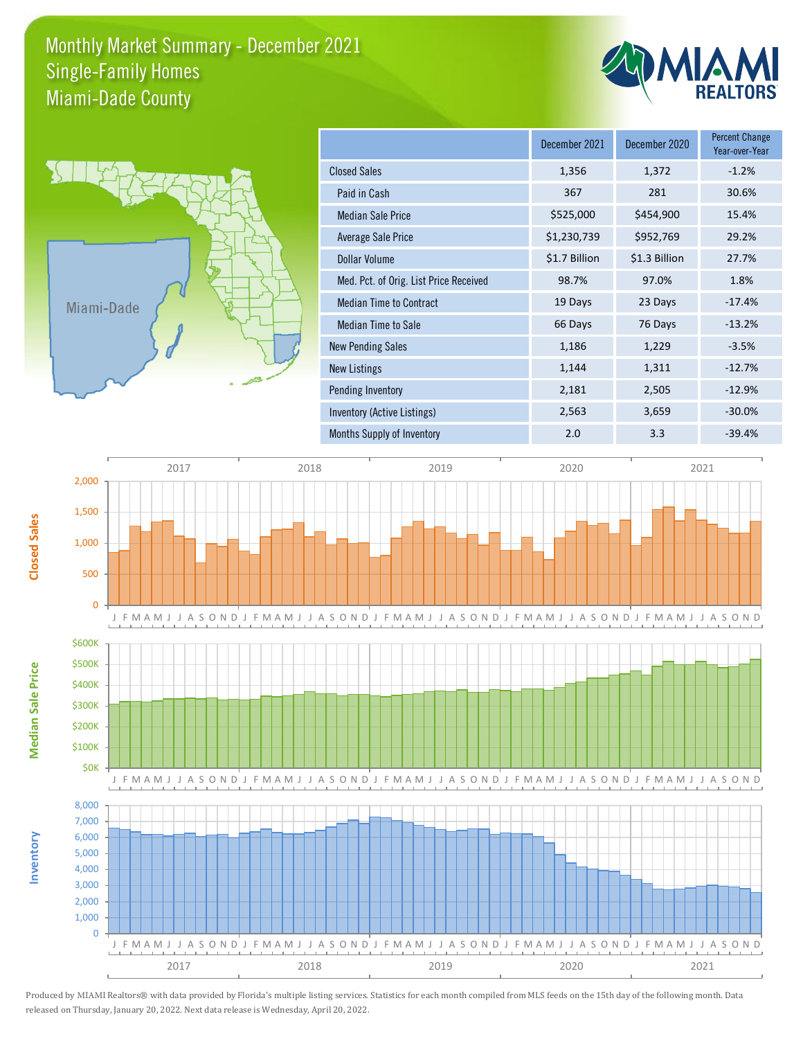# Monthly Market Summary - December 2021
## Single-Family Homes
## Miami-Dade County

| | December 2021 | December 2020 | Percent Change Year-over-Year |
|---|---|---|---|
| Closed Sales | 1,356 | 1,372 | -1.2% |
| Paid in Cash | 367 | 281 | 30.6% |
| Median Sale Price | $525,000 | $454,900 | 15.4% |
| Average Sale Price | $1,230,739 | $952,769 | 29.2% |
| Dollar Volume | $1.7 Billion | $1.3 Billion | 27.7% |
| Med. Pct. of Orig. List Price Received | 98.7% | 97.0% | 1.8% |
| Median Time to Contract | 19 Days | 23 Days | -17.4% |
| Median Time to Sale | 66 Days | 76 Days | -13.2% |
| New Pending Sales | 1,186 | 1,229 | -3.5% |
| New Listings | 1,144 | 1,311 | -12.7% |
| Pending Inventory | 2,181 | 2,505 | -12.9% |
| Inventory (Active Listings) | 2,563 | 3,659 | -30.0% |
| Months Supply of Inventory | 2.0 | 3.3 | -39.4% |

Produced by MIAMI Realtors® with data provided by Florida's multiple listing services. Statistics for each month compiled from MLS feeds on the 15th day of the following month. Data released on Thursday, January 20, 2022. Next data release is Wednesday, April 20, 2022.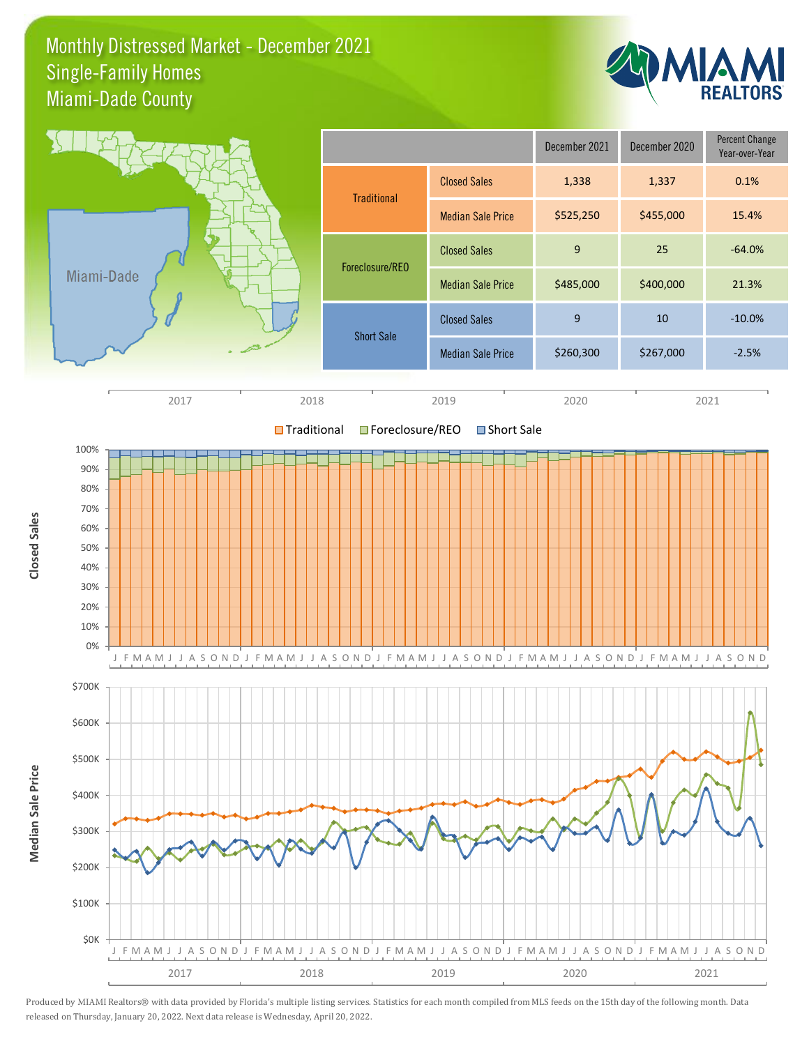# Monthly Distressed Market - December 2021
## Single-Family Homes
## Miami-Dade County

Miami-Dade

| | | December 2021 | December 2020 | Percent Change Year-over-Year |
|---|---|---|---|---|
| Traditional | Closed Sales | 1,338 | 1,337 | 0.1% |
| | Median Sale Price | $525,250 | $455,000 | 15.4% |
| Foreclosure/REO | Closed Sales | 9 | 25 | -64.0% |
| | Median Sale Price | $485,000 | $400,000 | 21.3% |
| Short Sale | Closed Sales | 9 | 10 | -10.0% |
| | Median Sale Price | $260,300 | $267,000 | -2.5% |

2017 2018 2019 2020 2021

Traditional Foreclosure/REO Short Sale

Closed Sales

100% 90% 80% 70% 60% 50% 40% 30% 20% 10% 0%

J F M A M J J A S O N D J F M A M J J A S O N D J F M A M J J A S O N D J F M A M J J A S O N D J F M A M J J A S O N D

Median Sale Price

$700K $600K $500K $400K $300K $200K $100K $0K

J F M A M J J A S O N D J F M A M J J A S O N D J F M A M J J A S O N D J F M A M J J A S O N D J F M A M J J A S O N D

2017 2018 2019 2020 2021

Produced by MIAMI Realtors® with data provided by Florida's multiple listing services. Statistics for each month compiled from MLS feeds on the 15th day of the following month. Data released on Thursday, January 20, 2022. Next data release is Wednesday, April 20, 2022.